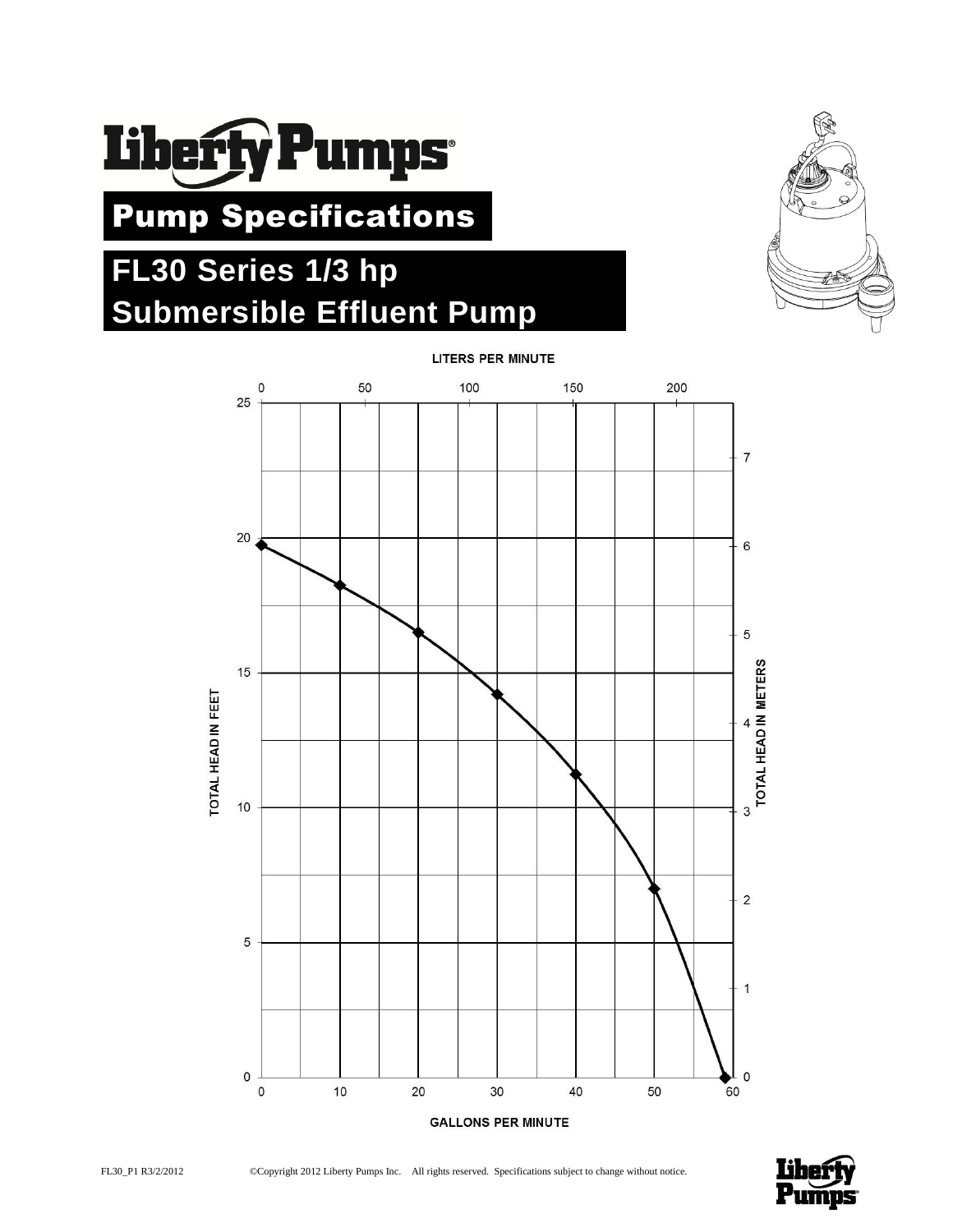# Liberty Pumps

## Pump Specifications

## FL30 Series 1/3 hp Submersible Effluent Pump

LITERS PER MINUTE

TOTAL HEAD IN FEET

TOTAL HEAD IN METERS

GALLONS PER MINUTE

FL30_P1 R3/2/2012 ©Copyright 2012 Liberty Pumps Inc. All rights reserved. Specifications subject to change without notice.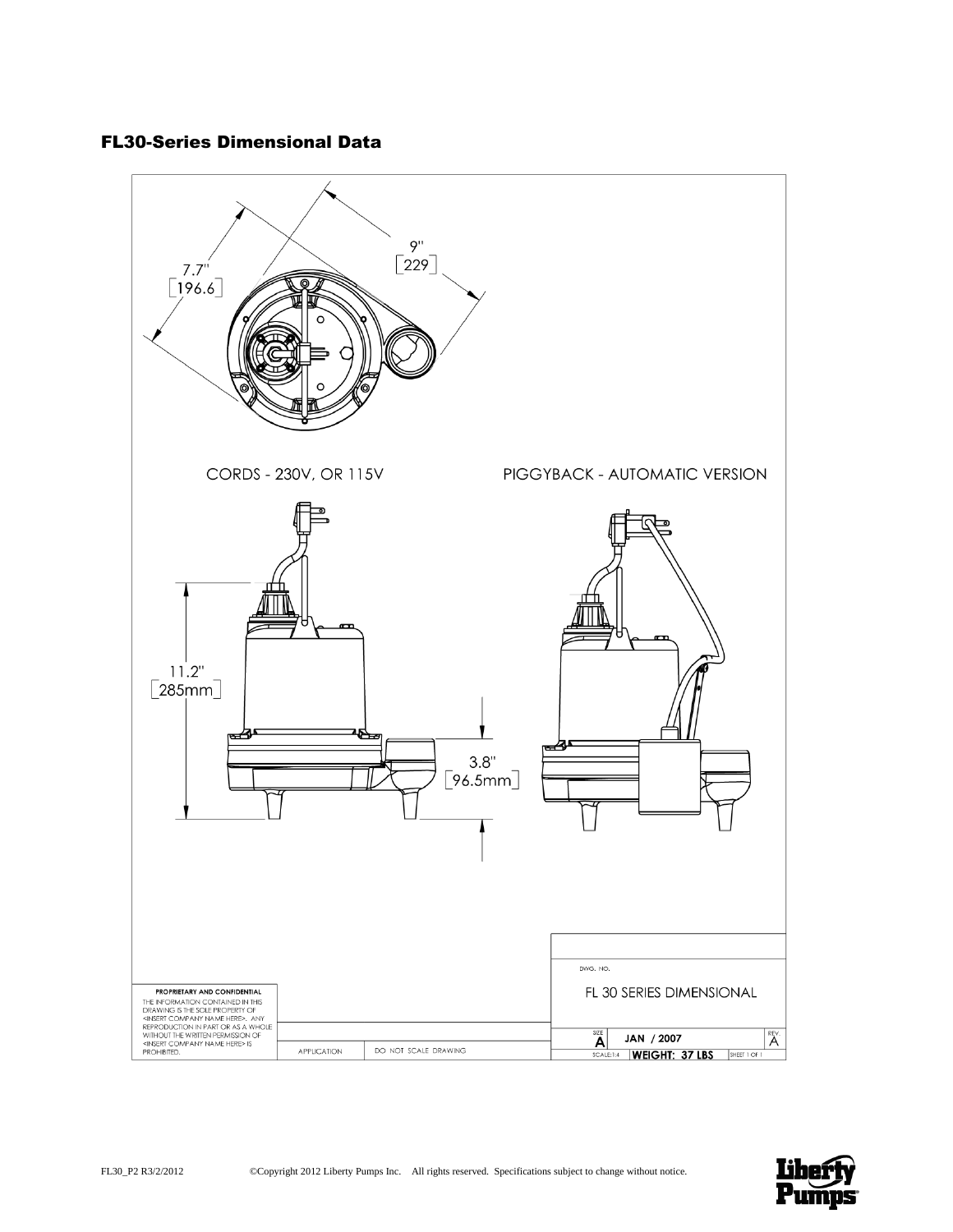## FL30-Series Dimensional Data

7.7"
[196.6]

9"
[229]

CORDS - 230V, OR 115V

PIGGYBACK - AUTOMATIC VERSION

11.2"
[285mm]

3.8"
[96.5mm]

PROPRIETARY AND CONFIDENTIAL
THE INFORMATION CONTAINED IN THIS DRAWING IS THE SOLE PROPERTY OF <INSERT COMPANY NAME HERE>. ANY REPRODUCTION IN PART OR AS A WHOLE WITHOUT THE WRITTEN PERMISSION OF <INSERT COMPANY NAME HERE> IS PROHIBITED.

APPLICATION

DO NOT SCALE DRAWING

DWG. NO.

FL 30 SERIES DIMENSIONAL

SIZE A

JAN / 2007

REV. A

SCALE:1:4

WEIGHT: 37 LBS

SHEET 1 OF 1

FL30_P2 R3/2/2012 ©Copyright 2012 Liberty Pumps Inc. All rights reserved. Specifications subject to change without notice.

Liberty Pumps®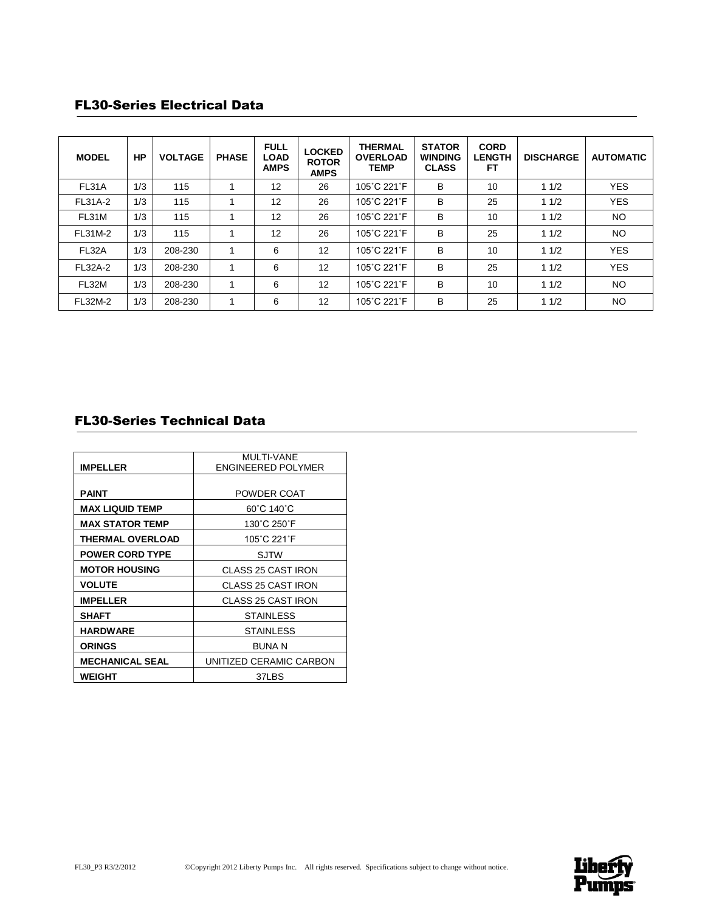## FL30-Series Electrical Data

| MODEL | HP | VOLTAGE | PHASE | FULL LOAD AMPS | LOCKED ROTOR AMPS | THERMAL OVERLOAD TEMP | STATOR WINDING CLASS | CORD LENGTH FT | DISCHARGE | AUTOMATIC |
|---|---|---|---|---|---|---|---|---|---|---|
| FL31A | 1/3 | 115 | 1 | 12 | 26 | 105˚C 221˚F | B | 10 | 1 1/2 | YES |
| FL31A-2 | 1/3 | 115 | 1 | 12 | 26 | 105˚C 221˚F | B | 25 | 1 1/2 | YES |
| FL31M | 1/3 | 115 | 1 | 12 | 26 | 105˚C 221˚F | B | 10 | 1 1/2 | NO |
| FL31M-2 | 1/3 | 115 | 1 | 12 | 26 | 105˚C 221˚F | B | 25 | 1 1/2 | NO |
| FL32A | 1/3 | 208-230 | 1 | 6 | 12 | 105˚C 221˚F | B | 10 | 1 1/2 | YES |
| FL32A-2 | 1/3 | 208-230 | 1 | 6 | 12 | 105˚C 221˚F | B | 25 | 1 1/2 | YES |
| FL32M | 1/3 | 208-230 | 1 | 6 | 12 | 105˚C 221˚F | B | 10 | 1 1/2 | NO |
| FL32M-2 | 1/3 | 208-230 | 1 | 6 | 12 | 105˚C 221˚F | B | 25 | 1 1/2 | NO |

## FL30-Series Technical Data

| | |
|---|---|
| **IMPELLER** | MULTI-VANE ENGINEERED POLYMER |
| **PAINT** | POWDER COAT |
| **MAX LIQUID TEMP** | 60˚C 140˚C |
| **MAX STATOR TEMP** | 130˚C 250˚F |
| **THERMAL OVERLOAD** | 105˚C 221˚F |
| **POWER CORD TYPE** | SJTW |
| **MOTOR HOUSING** | CLASS 25 CAST IRON |
| **VOLUTE** | CLASS 25 CAST IRON |
| **IMPELLER** | CLASS 25 CAST IRON |
| **SHAFT** | STAINLESS |
| **HARDWARE** | STAINLESS |
| **ORINGS** | BUNA N |
| **MECHANICAL SEAL** | UNITIZED CERAMIC CARBON |
| **WEIGHT** | 37LBS |

FL30_P3 R3/2/2012 ©Copyright 2012 Liberty Pumps Inc. All rights reserved. Specifications subject to change without notice.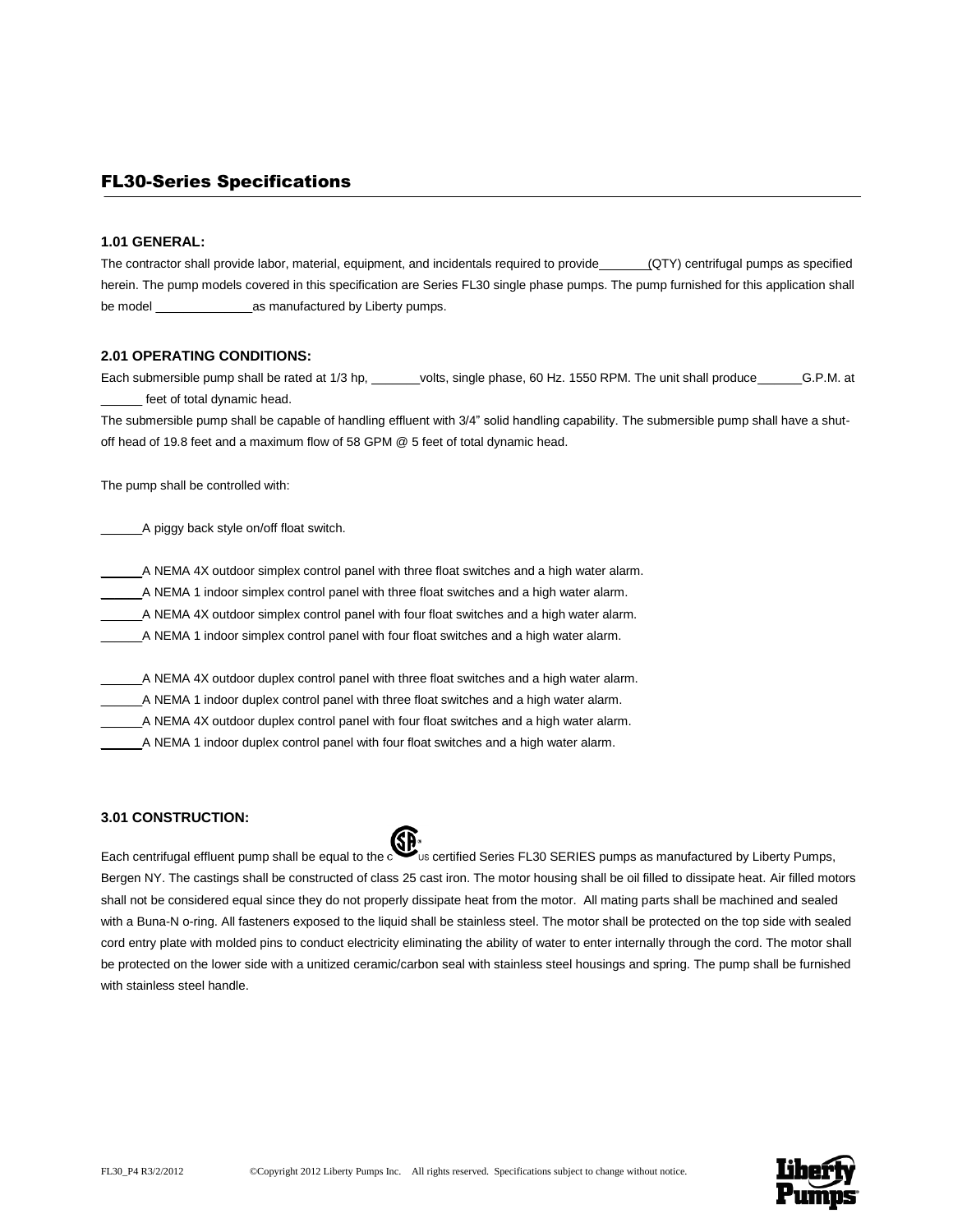## FL30-Series Specifications

### 1.01 GENERAL:

The contractor shall provide labor, material, equipment, and incidentals required to provide_______(QTY) centrifugal pumps as specified herein. The pump models covered in this specification are Series FL30 single phase pumps. The pump furnished for this application shall be model ______________as manufactured by Liberty pumps.

### 2.01 OPERATING CONDITIONS:

Each submersible pump shall be rated at 1/3 hp, _______volts, single phase, 60 Hz. 1550 RPM. The unit shall produce______G.P.M. at ______ feet of total dynamic head.

The submersible pump shall be capable of handling effluent with 3/4" solid handling capability. The submersible pump shall have a shut-off head of 19.8 feet and a maximum flow of 58 GPM @ 5 feet of total dynamic head.

The pump shall be controlled with:

______A piggy back style on/off float switch.

______A NEMA 4X outdoor simplex control panel with three float switches and a high water alarm.
______A NEMA 1 indoor simplex control panel with three float switches and a high water alarm.
______A NEMA 4X outdoor simplex control panel with four float switches and a high water alarm.
______A NEMA 1 indoor simplex control panel with four float switches and a high water alarm.

______A NEMA 4X outdoor duplex control panel with three float switches and a high water alarm.
______A NEMA 1 indoor duplex control panel with three float switches and a high water alarm.
______A NEMA 4X outdoor duplex control panel with four float switches and a high water alarm.
______A NEMA 1 indoor duplex control panel with four float switches and a high water alarm.

### 3.01 CONSTRUCTION:

Each centrifugal effluent pump shall be equal to the CSA US certified Series FL30 SERIES pumps as manufactured by Liberty Pumps, Bergen NY. The castings shall be constructed of class 25 cast iron. The motor housing shall be oil filled to dissipate heat. Air filled motors shall not be considered equal since they do not properly dissipate heat from the motor. All mating parts shall be machined and sealed with a Buna-N o-ring. All fasteners exposed to the liquid shall be stainless steel. The motor shall be protected on the top side with sealed cord entry plate with molded pins to conduct electricity eliminating the ability of water to enter internally through the cord. The motor shall be protected on the lower side with a unitized ceramic/carbon seal with stainless steel housings and spring. The pump shall be furnished with stainless steel handle.

FL30_P4 R3/2/2012 ©Copyright 2012 Liberty Pumps Inc. All rights reserved. Specifications subject to change without notice.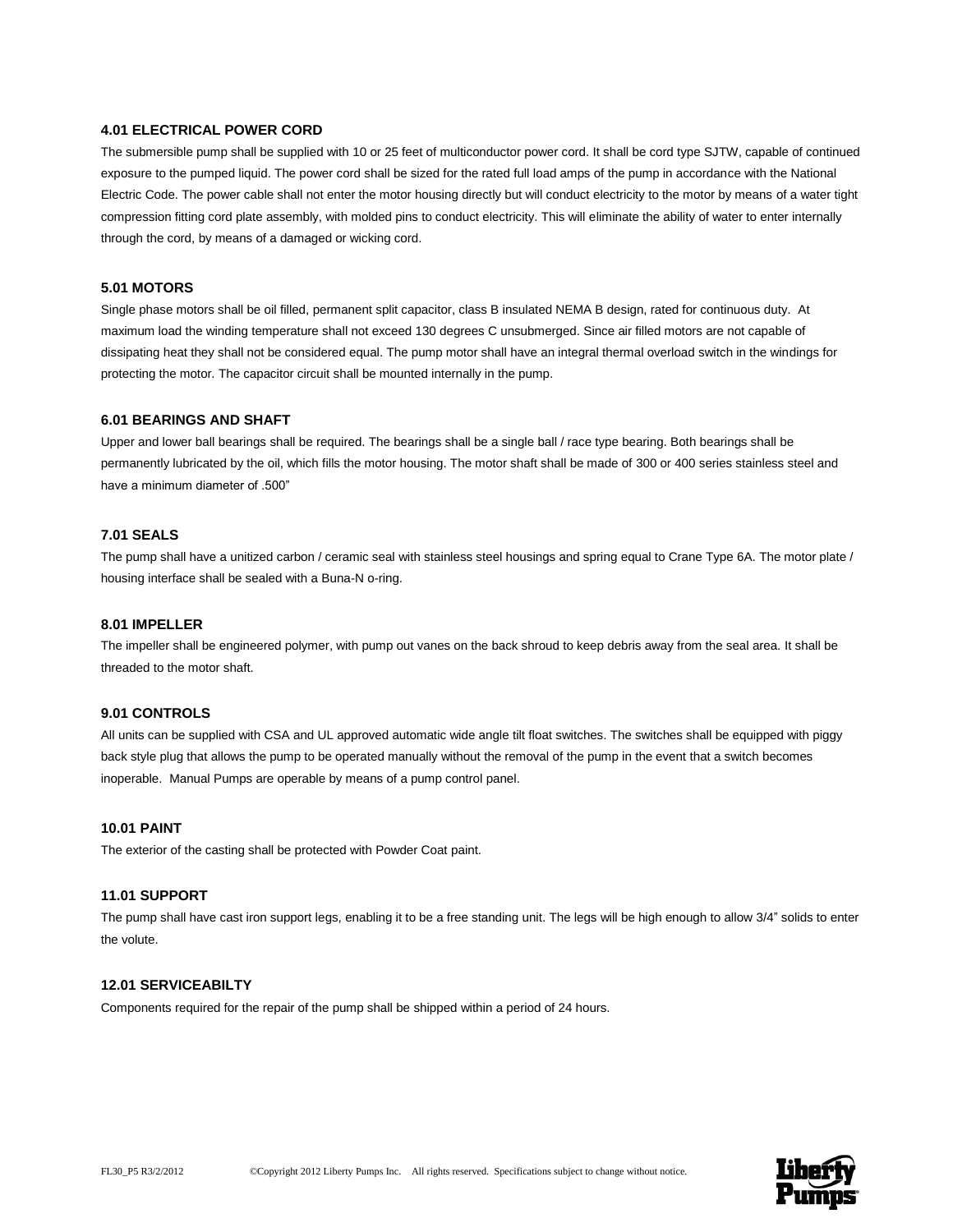### 4.01 ELECTRICAL POWER CORD

The submersible pump shall be supplied with 10 or 25 feet of multiconductor power cord. It shall be cord type SJTW, capable of continued exposure to the pumped liquid. The power cord shall be sized for the rated full load amps of the pump in accordance with the National Electric Code. The power cable shall not enter the motor housing directly but will conduct electricity to the motor by means of a water tight compression fitting cord plate assembly, with molded pins to conduct electricity. This will eliminate the ability of water to enter internally through the cord, by means of a damaged or wicking cord.

### 5.01 MOTORS

Single phase motors shall be oil filled, permanent split capacitor, class B insulated NEMA B design, rated for continuous duty. At maximum load the winding temperature shall not exceed 130 degrees C unsubmerged. Since air filled motors are not capable of dissipating heat they shall not be considered equal. The pump motor shall have an integral thermal overload switch in the windings for protecting the motor. The capacitor circuit shall be mounted internally in the pump.

### 6.01 BEARINGS AND SHAFT

Upper and lower ball bearings shall be required. The bearings shall be a single ball / race type bearing. Both bearings shall be permanently lubricated by the oil, which fills the motor housing. The motor shaft shall be made of 300 or 400 series stainless steel and have a minimum diameter of .500"

### 7.01 SEALS

The pump shall have a unitized carbon / ceramic seal with stainless steel housings and spring equal to Crane Type 6A. The motor plate / housing interface shall be sealed with a Buna-N o-ring.

### 8.01 IMPELLER

The impeller shall be engineered polymer, with pump out vanes on the back shroud to keep debris away from the seal area. It shall be threaded to the motor shaft.

### 9.01 CONTROLS

All units can be supplied with CSA and UL approved automatic wide angle tilt float switches. The switches shall be equipped with piggy back style plug that allows the pump to be operated manually without the removal of the pump in the event that a switch becomes inoperable. Manual Pumps are operable by means of a pump control panel.

### 10.01 PAINT

The exterior of the casting shall be protected with Powder Coat paint.

### 11.01 SUPPORT

The pump shall have cast iron support legs, enabling it to be a free standing unit. The legs will be high enough to allow 3/4" solids to enter the volute.

### 12.01 SERVICEABILTY

Components required for the repair of the pump shall be shipped within a period of 24 hours.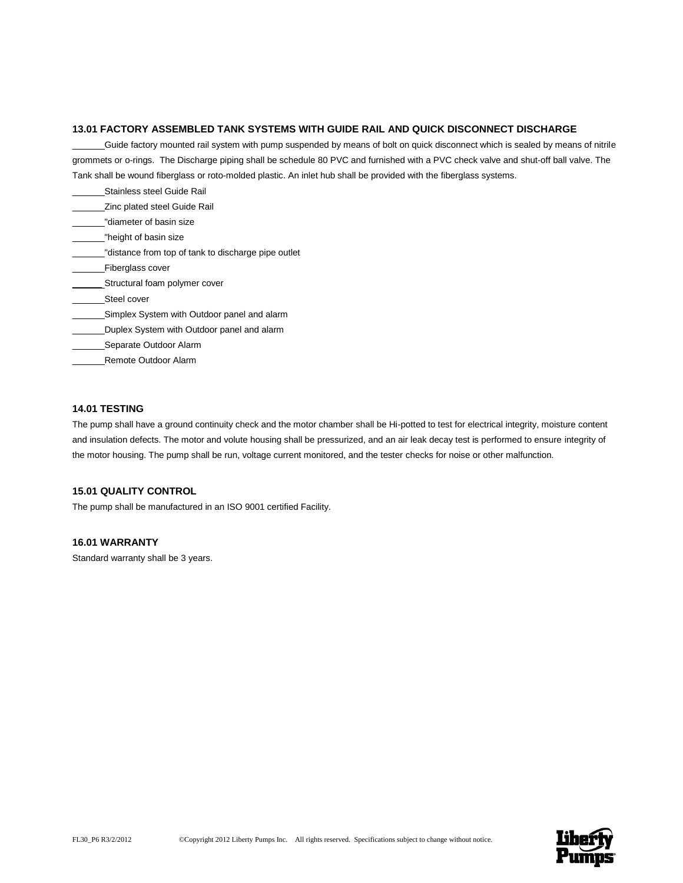### 13.01 FACTORY ASSEMBLED TANK SYSTEMS WITH GUIDE RAIL AND QUICK DISCONNECT DISCHARGE

______Guide factory mounted rail system with pump suspended by means of bolt on quick disconnect which is sealed by means of nitrile grommets or o-rings. The Discharge piping shall be schedule 80 PVC and furnished with a PVC check valve and shut-off ball valve. The Tank shall be wound fiberglass or roto-molded plastic. An inlet hub shall be provided with the fiberglass systems.

______Stainless steel Guide Rail

______Zinc plated steel Guide Rail

______"diameter of basin size

______"height of basin size

______"distance from top of tank to discharge pipe outlet

______Fiberglass cover

______Structural foam polymer cover

______Steel cover

______Simplex System with Outdoor panel and alarm

______Duplex System with Outdoor panel and alarm

______Separate Outdoor Alarm

______Remote Outdoor Alarm

### 14.01 TESTING

The pump shall have a ground continuity check and the motor chamber shall be Hi-potted to test for electrical integrity, moisture content and insulation defects. The motor and volute housing shall be pressurized, and an air leak decay test is performed to ensure integrity of the motor housing. The pump shall be run, voltage current monitored, and the tester checks for noise or other malfunction.

### 15.01 QUALITY CONTROL

The pump shall be manufactured in an ISO 9001 certified Facility.

### 16.01 WARRANTY

Standard warranty shall be 3 years.